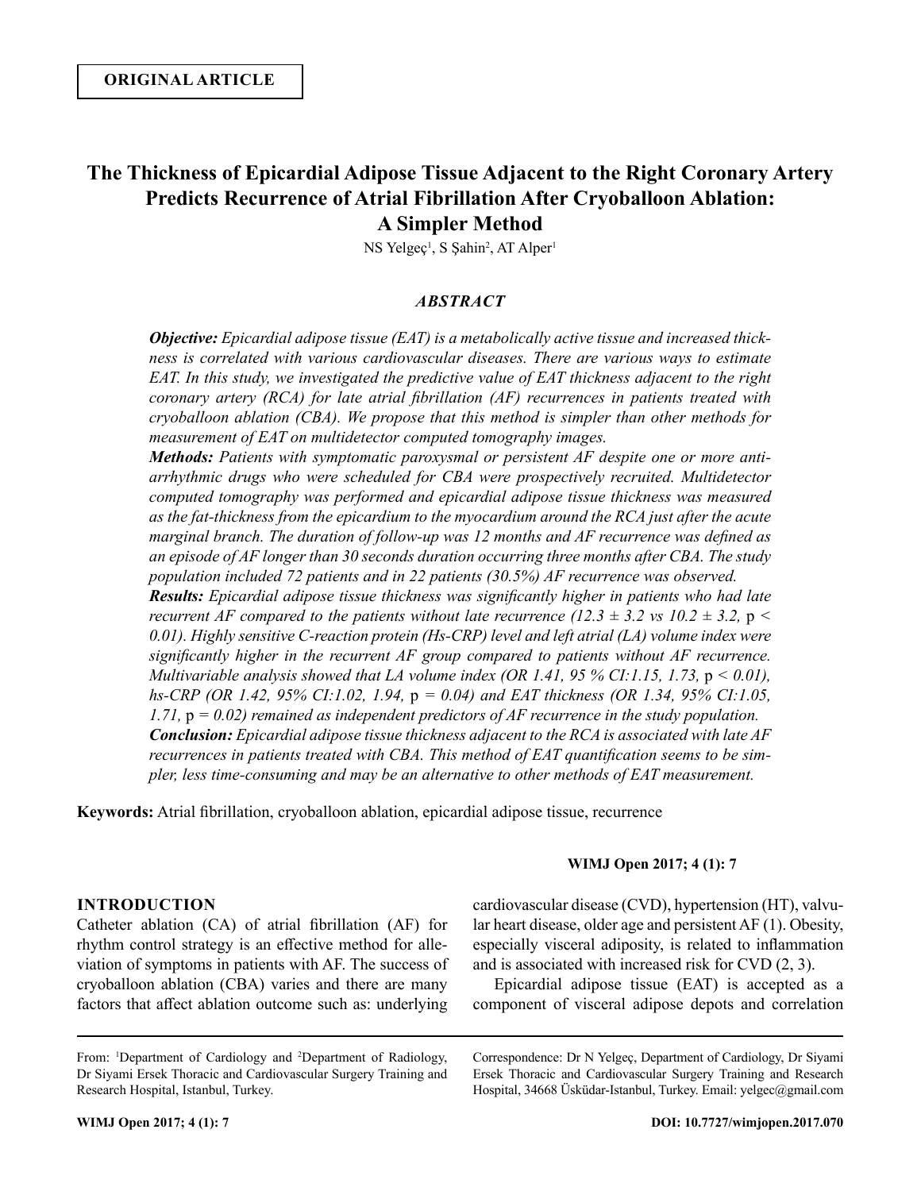**ORIGINAL ARTICLE**

# The Thickness of Epicardial Adipose Tissue Adjacent to the Right Coronary Artery Predicts Recurrence of Atrial Fibrillation After Cryoballoon Ablation: A Simpler Method

NS Yelgeç[1], S Şahin[2], AT Alper[1]

## *ABSTRACT*

***Objective:*** *Epicardial adipose tissue (EAT) is a metabolically active tissue and increased thickness is correlated with various cardiovascular diseases. There are various ways to estimate EAT. In this study, we investigated the predictive value of EAT thickness adjacent to the right coronary artery (RCA) for late atrial fibrillation (AF) recurrences in patients treated with cryoballoon ablation (CBA). We propose that this method is simpler than other methods for measurement of EAT on multidetector computed tomography images.*

***Methods:*** *Patients with symptomatic paroxysmal or persistent AF despite one or more antiarrhythmic drugs who were scheduled for CBA were prospectively recruited. Multidetector computed tomography was performed and epicardial adipose tissue thickness was measured as the fat-thickness from the epicardium to the myocardium around the RCA just after the acute marginal branch. The duration of follow-up was 12 months and AF recurrence was defined as an episode of AF longer than 30 seconds duration occurring three months after CBA. The study population included 72 patients and in 22 patients (30.5%) AF recurrence was observed.*

***Results:*** *Epicardial adipose tissue thickness was significantly higher in patients who had late recurrent AF compared to the patients without late recurrence ($12.3 \pm 3.2$ vs $10.2 \pm 3.2$, $p < 0.01$). Highly sensitive C-reaction protein (Hs-CRP) level and left atrial (LA) volume index were significantly higher in the recurrent AF group compared to patients without AF recurrence. Multivariable analysis showed that LA volume index (OR 1.41, 95 % CI:1.15, 1.73, $p < 0.01$), hs-CRP (OR 1.42, 95% CI:1.02, 1.94, $p = 0.04$) and EAT thickness (OR 1.34, 95% CI:1.05, 1.71, $p = 0.02$) remained as independent predictors of AF recurrence in the study population.*

***Conclusion:*** *Epicardial adipose tissue thickness adjacent to the RCA is associated with late AF recurrences in patients treated with CBA. This method of EAT quantification seems to be simpler, less time-consuming and may be an alternative to other methods of EAT measurement.*

**Keywords:** Atrial fibrillation, cryoballoon ablation, epicardial adipose tissue, recurrence

**WIMJ Open 2017; 4 (1): 7**

## INTRODUCTION

Catheter ablation (CA) of atrial fibrillation (AF) for rhythm control strategy is an effective method for alleviation of symptoms in patients with AF. The success of cryoballoon ablation (CBA) varies and there are many factors that affect ablation outcome such as: underlying cardiovascular disease (CVD), hypertension (HT), valvular heart disease, older age and persistent AF (1). Obesity, especially visceral adiposity, is related to inflammation and is associated with increased risk for CVD (2, 3).

Epicardial adipose tissue (EAT) is accepted as a component of visceral adipose depots and correlation

---

From: [1]Department of Cardiology and [2]Department of Radiology, Dr Siyami Ersek Thoracic and Cardiovascular Surgery Training and Research Hospital, Istanbul, Turkey.

Correspondence: Dr N Yelgeç, Department of Cardiology, Dr Siyami Ersek Thoracic and Cardiovascular Surgery Training and Research Hospital, 34668 Üsküdar-Istanbul, Turkey. Email: yelgec@gmail.com

DOI: 10.7727/wimjopen.2017.070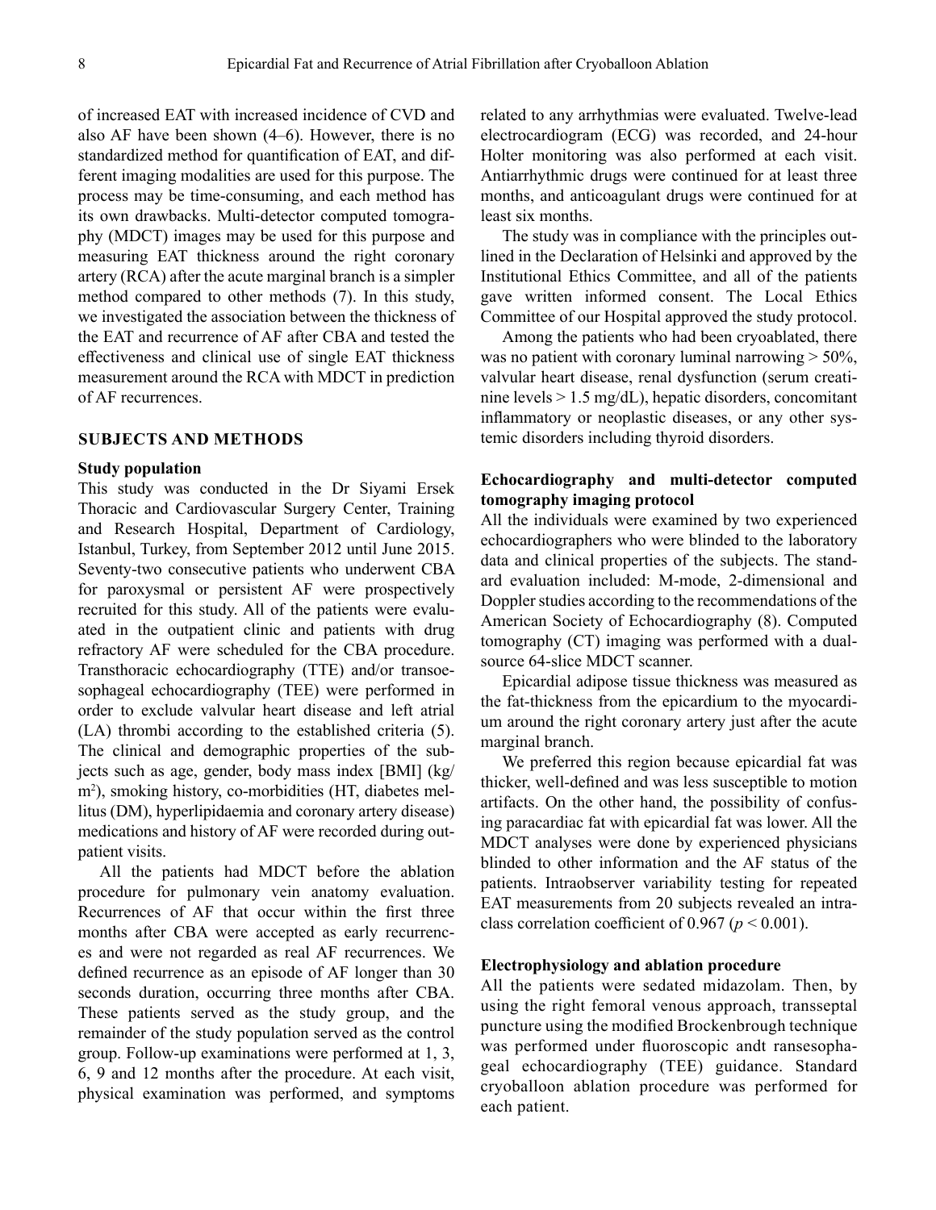of increased EAT with increased incidence of CVD and also AF have been shown (4–6). However, there is no standardized method for quantification of EAT, and different imaging modalities are used for this purpose. The process may be time-consuming, and each method has its own drawbacks. Multi-detector computed tomography (MDCT) images may be used for this purpose and measuring EAT thickness around the right coronary artery (RCA) after the acute marginal branch is a simpler method compared to other methods (7). In this study, we investigated the association between the thickness of the EAT and recurrence of AF after CBA and tested the effectiveness and clinical use of single EAT thickness measurement around the RCA with MDCT in prediction of AF recurrences.

## SUBJECTS AND METHODS

### Study population

This study was conducted in the Dr Siyami Ersek Thoracic and Cardiovascular Surgery Center, Training and Research Hospital, Department of Cardiology, Istanbul, Turkey, from September 2012 until June 2015. Seventy-two consecutive patients who underwent CBA for paroxysmal or persistent AF were prospectively recruited for this study. All of the patients were evaluated in the outpatient clinic and patients with drug refractory AF were scheduled for the CBA procedure. Transthoracic echocardiography (TTE) and/or transoesophageal echocardiography (TEE) were performed in order to exclude valvular heart disease and left atrial (LA) thrombi according to the established criteria (5). The clinical and demographic properties of the subjects such as age, gender, body mass index [BMI] (kg/m$^2$), smoking history, co-morbidities (HT, diabetes mellitus (DM), hyperlipidaemia and coronary artery disease) medications and history of AF were recorded during outpatient visits.

All the patients had MDCT before the ablation procedure for pulmonary vein anatomy evaluation. Recurrences of AF that occur within the first three months after CBA were accepted as early recurrences and were not regarded as real AF recurrences. We defined recurrence as an episode of AF longer than 30 seconds duration, occurring three months after CBA. These patients served as the study group, and the remainder of the study population served as the control group. Follow-up examinations were performed at 1, 3, 6, 9 and 12 months after the procedure. At each visit, physical examination was performed, and symptoms related to any arrhythmias were evaluated. Twelve-lead electrocardiogram (ECG) was recorded, and 24-hour Holter monitoring was also performed at each visit. Antiarrhythmic drugs were continued for at least three months, and anticoagulant drugs were continued for at least six months.

The study was in compliance with the principles outlined in the Declaration of Helsinki and approved by the Institutional Ethics Committee, and all of the patients gave written informed consent. The Local Ethics Committee of our Hospital approved the study protocol.

Among the patients who had been cryoablated, there was no patient with coronary luminal narrowing > 50%, valvular heart disease, renal dysfunction (serum creatinine levels > 1.5 mg/dL), hepatic disorders, concomitant inflammatory or neoplastic diseases, or any other systemic disorders including thyroid disorders.

### Echocardiography and multi-detector computed tomography imaging protocol

All the individuals were examined by two experienced echocardiographers who were blinded to the laboratory data and clinical properties of the subjects. The standard evaluation included: M-mode, 2-dimensional and Doppler studies according to the recommendations of the American Society of Echocardiography (8). Computed tomography (CT) imaging was performed with a dual-source 64-slice MDCT scanner.

Epicardial adipose tissue thickness was measured as the fat-thickness from the epicardium to the myocardium around the right coronary artery just after the acute marginal branch.

We preferred this region because epicardial fat was thicker, well-defined and was less susceptible to motion artifacts. On the other hand, the possibility of confusing paracardiac fat with epicardial fat was lower. All the MDCT analyses were done by experienced physicians blinded to other information and the AF status of the patients. Intraobserver variability testing for repeated EAT measurements from 20 subjects revealed an intraclass correlation coefficient of 0.967 ($p < 0.001$).

### Electrophysiology and ablation procedure

All the patients were sedated midazolam. Then, by using the right femoral venous approach, transseptal puncture using the modified Brockenbrough technique was performed under fluoroscopic andt ransesophageal echocardiography (TEE) guidance. Standard cryoballoon ablation procedure was performed for each patient.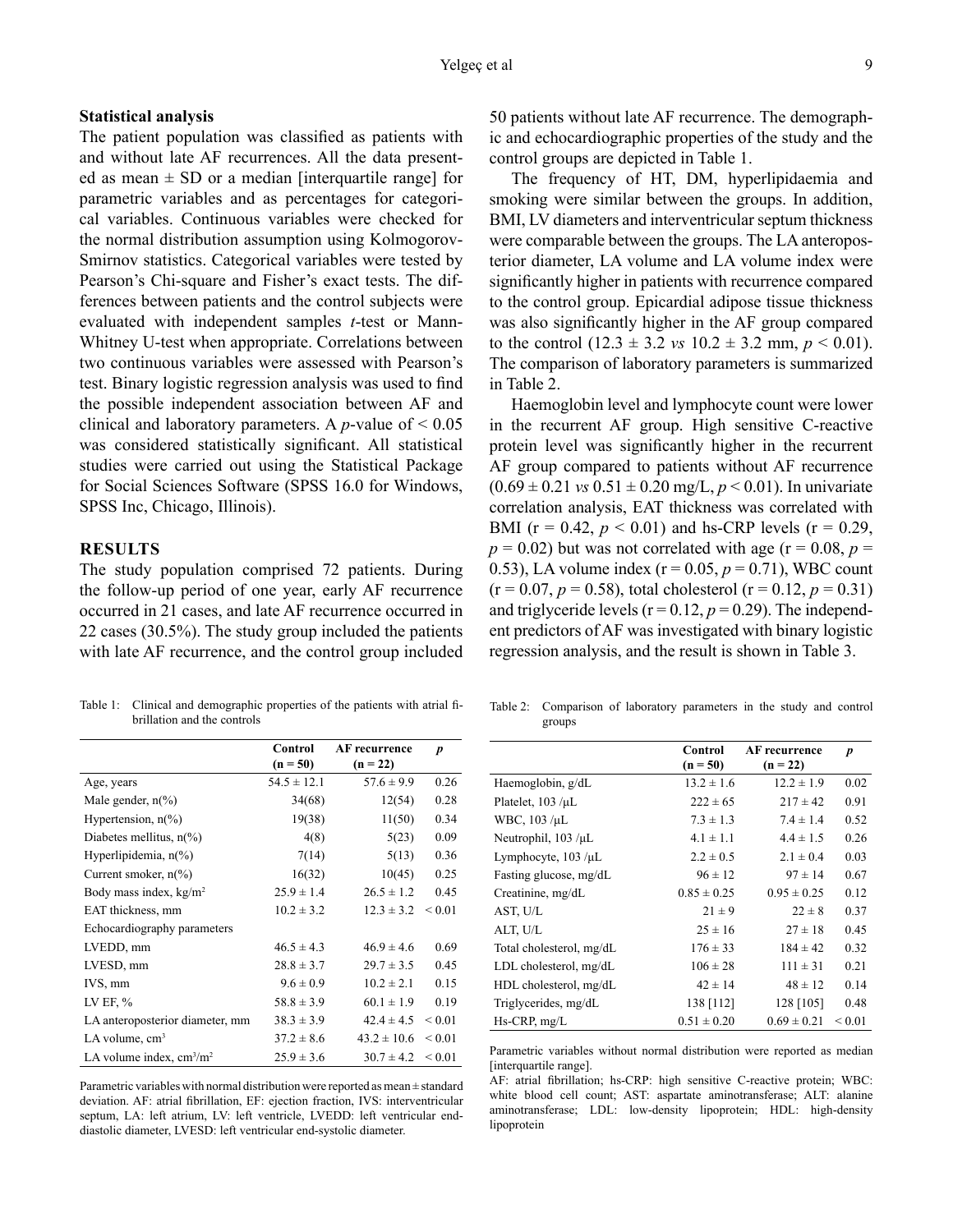### Statistical analysis

The patient population was classified as patients with and without late AF recurrences. All the data presented as mean ± SD or a median [interquartile range] for parametric variables and as percentages for categorical variables. Continuous variables were checked for the normal distribution assumption using Kolmogorov-Smirnov statistics. Categorical variables were tested by Pearson's Chi-square and Fisher's exact tests. The differences between patients and the control subjects were evaluated with independent samples *t*-test or Mann-Whitney U-test when appropriate. Correlations between two continuous variables were assessed with Pearson's test. Binary logistic regression analysis was used to find the possible independent association between AF and clinical and laboratory parameters. A *p*-value of < 0.05 was considered statistically significant. All statistical studies were carried out using the Statistical Package for Social Sciences Software (SPSS 16.0 for Windows, SPSS Inc, Chicago, Illinois).

## RESULTS

The study population comprised 72 patients. During the follow-up period of one year, early AF recurrence occurred in 21 cases, and late AF recurrence occurred in 22 cases (30.5%). The study group included the patients with late AF recurrence, and the control group included 50 patients without late AF recurrence. The demographic and echocardiographic properties of the study and the control groups are depicted in Table 1.

The frequency of HT, DM, hyperlipidaemia and smoking were similar between the groups. In addition, BMI, LV diameters and interventricular septum thickness were comparable between the groups. The LA anteroposterior diameter, LA volume and LA volume index were significantly higher in patients with recurrence compared to the control group. Epicardial adipose tissue thickness was also significantly higher in the AF group compared to the control (12.3 ± 3.2 *vs* 10.2 ± 3.2 mm, $p < 0.01$). The comparison of laboratory parameters is summarized in Table 2.

Haemoglobin level and lymphocyte count were lower in the recurrent AF group. High sensitive C-reactive protein level was significantly higher in the recurrent AF group compared to patients without AF recurrence (0.69 ± 0.21 *vs* 0.51 ± 0.20 mg/L, $p < 0.01$). In univariate correlation analysis, EAT thickness was correlated with BMI ($r = 0.42$, $p < 0.01$) and hs-CRP levels ($r = 0.29$, $p = 0.02$) but was not correlated with age ($r = 0.08$, $p = 0.53$), LA volume index ($r = 0.05$, $p = 0.71$), WBC count ($r = 0.07$, $p = 0.58$), total cholesterol ($r = 0.12$, $p = 0.31$) and triglyceride levels ($r = 0.12$, $p = 0.29$). The independent predictors of AF was investigated with binary logistic regression analysis, and the result is shown in Table 3.

Table 1: Clinical and demographic properties of the patients with atrial fibrillation and the controls

| | Control (n = 50) | AF recurrence (n = 22) | *p* |
|---|---|---|---|
| Age, years | 54.5 ± 12.1 | 57.6 ± 9.9 | 0.26 |
| Male gender, n(%) | 34(68) | 12(54) | 0.28 |
| Hypertension, n(%) | 19(38) | 11(50) | 0.34 |
| Diabetes mellitus, n(%) | 4(8) | 5(23) | 0.09 |
| Hyperlipidemia, n(%) | 7(14) | 5(13) | 0.36 |
| Current smoker, n(%) | 16(32) | 10(45) | 0.25 |
| Body mass index, kg/m$^2$ | 25.9 ± 1.4 | 26.5 ± 1.2 | 0.45 |
| EAT thickness, mm | 10.2 ± 3.2 | 12.3 ± 3.2 | < 0.01 |
| Echocardiography parameters | | | |
| LVEDD, mm | 46.5 ± 4.3 | 46.9 ± 4.6 | 0.69 |
| LVESD, mm | 28.8 ± 3.7 | 29.7 ± 3.5 | 0.45 |
| IVS, mm | 9.6 ± 0.9 | 10.2 ± 2.1 | 0.15 |
| LV EF, % | 58.8 ± 3.9 | 60.1 ± 1.9 | 0.19 |
| LA anteroposterior diameter, mm | 38.3 ± 3.9 | 42.4 ± 4.5 | < 0.01 |
| LA volume, cm$^3$ | 37.2 ± 8.6 | 43.2 ± 10.6 | < 0.01 |
| LA volume index, cm$^3$/m$^2$ | 25.9 ± 3.6 | 30.7 ± 4.2 | < 0.01 |

Parametric variables with normal distribution were reported as mean ± standard deviation. AF: atrial fibrillation, EF: ejection fraction, IVS: interventricular septum, LA: left atrium, LV: left ventricle, LVEDD: left ventricular end-diastolic diameter, LVESD: left ventricular end-systolic diameter.

Table 2: Comparison of laboratory parameters in the study and control groups

| | Control (n = 50) | AF recurrence (n = 22) | *p* |
|---|---|---|---|
| Haemoglobin, g/dL | 13.2 ± 1.6 | 12.2 ± 1.9 | 0.02 |
| Platelet, 103 /µL | 222 ± 65 | 217 ± 42 | 0.91 |
| WBC, 103 /µL | 7.3 ± 1.3 | 7.4 ± 1.4 | 0.52 |
| Neutrophil, 103 /µL | 4.1 ± 1.1 | 4.4 ± 1.5 | 0.26 |
| Lymphocyte, 103 /µL | 2.2 ± 0.5 | 2.1 ± 0.4 | 0.03 |
| Fasting glucose, mg/dL | 96 ± 12 | 97 ± 14 | 0.67 |
| Creatinine, mg/dL | 0.85 ± 0.25 | 0.95 ± 0.25 | 0.12 |
| AST, U/L | 21 ± 9 | 22 ± 8 | 0.37 |
| ALT, U/L | 25 ± 16 | 27 ± 18 | 0.45 |
| Total cholesterol, mg/dL | 176 ± 33 | 184 ± 42 | 0.32 |
| LDL cholesterol, mg/dL | 106 ± 28 | 111 ± 31 | 0.21 |
| HDL cholesterol, mg/dL | 42 ± 14 | 48 ± 12 | 0.14 |
| Triglycerides, mg/dL | 138 [112] | 128 [105] | 0.48 |
| Hs-CRP, mg/L | 0.51 ± 0.20 | 0.69 ± 0.21 | < 0.01 |

Parametric variables without normal distribution were reported as median [interquartile range].
AF: atrial fibrillation; hs-CRP: high sensitive C-reactive protein; WBC: white blood cell count; AST: aspartate aminotransferase; ALT: alanine aminotransferase; LDL: low-density lipoprotein; HDL: high-density lipoprotein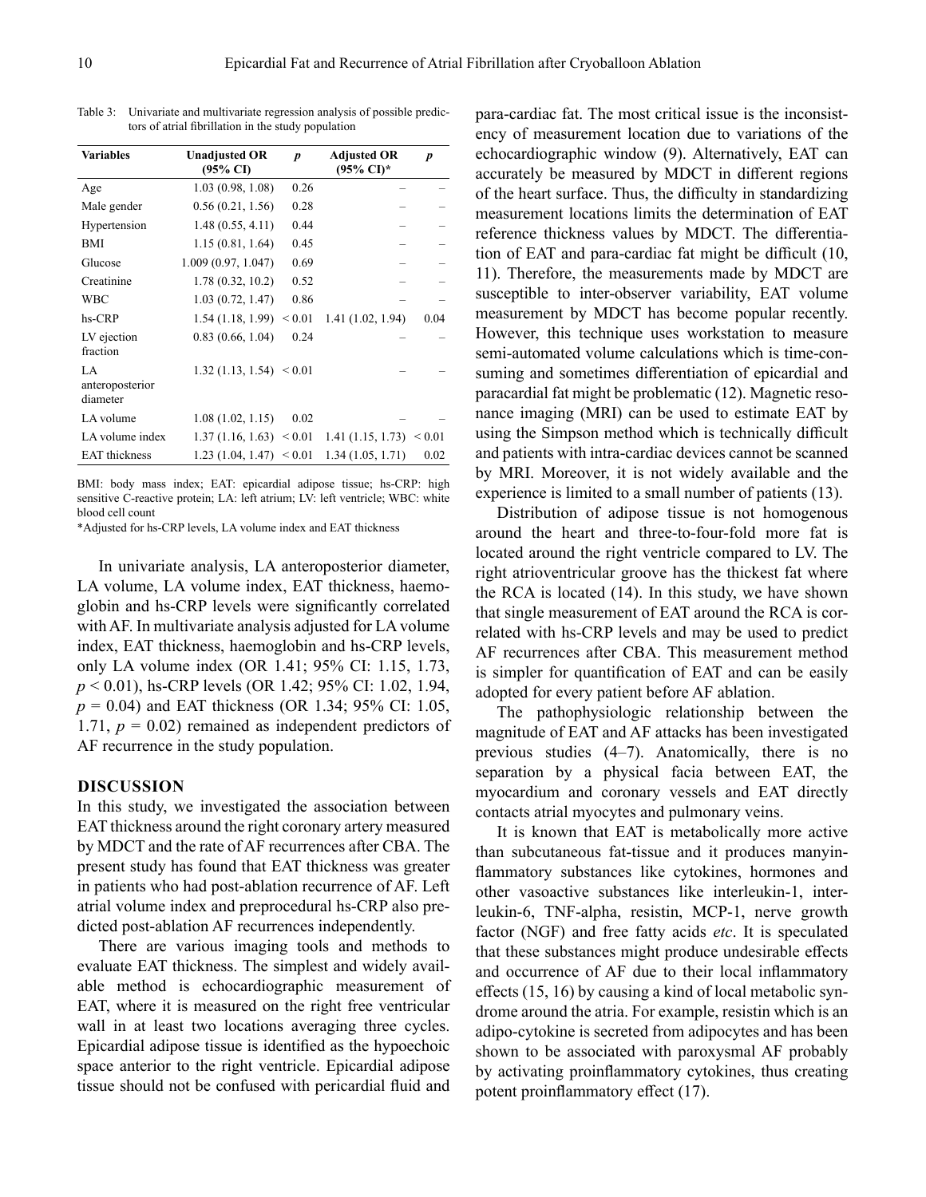Table 3: Univariate and multivariate regression analysis of possible predictors of atrial fibrillation in the study population

| Variables | Unadjusted OR (95% CI) | $p$ | Adjusted OR (95% CI)* | $p$ |
|---|---|---|---|---|
| Age | 1.03 (0.98, 1.08) | 0.26 | – | – |
| Male gender | 0.56 (0.21, 1.56) | 0.28 | – | – |
| Hypertension | 1.48 (0.55, 4.11) | 0.44 | – | – |
| BMI | 1.15 (0.81, 1.64) | 0.45 | – | – |
| Glucose | 1.009 (0.97, 1.047) | 0.69 | – | – |
| Creatinine | 1.78 (0.32, 10.2) | 0.52 | – | – |
| WBC | 1.03 (0.72, 1.47) | 0.86 | – | – |
| hs-CRP | 1.54 (1.18, 1.99) | < 0.01 | 1.41 (1.02, 1.94) | 0.04 |
| LV ejection fraction | 0.83 (0.66, 1.04) | 0.24 | – | – |
| LA anteroposterior diameter | 1.32 (1.13, 1.54) | < 0.01 | – | – |
| LA volume | 1.08 (1.02, 1.15) | 0.02 | – | – |
| LA volume index | 1.37 (1.16, 1.63) | < 0.01 | 1.41 (1.15, 1.73) | < 0.01 |
| EAT thickness | 1.23 (1.04, 1.47) | < 0.01 | 1.34 (1.05, 1.71) | 0.02 |

BMI: body mass index; EAT: epicardial adipose tissue; hs-CRP: high sensitive C-reactive protein; LA: left atrium; LV: left ventricle; WBC: white blood cell count

*Adjusted for hs-CRP levels, LA volume index and EAT thickness

In univariate analysis, LA anteroposterior diameter, LA volume, LA volume index, EAT thickness, haemoglobin and hs-CRP levels were significantly correlated with AF. In multivariate analysis adjusted for LA volume index, EAT thickness, haemoglobin and hs-CRP levels, only LA volume index (OR 1.41; 95% CI: 1.15, 1.73, $p < 0.01$), hs-CRP levels (OR 1.42; 95% CI: 1.02, 1.94, $p = 0.04$) and EAT thickness (OR 1.34; 95% CI: 1.05, 1.71, $p = 0.02$) remained as independent predictors of AF recurrence in the study population.

## DISCUSSION

In this study, we investigated the association between EAT thickness around the right coronary artery measured by MDCT and the rate of AF recurrences after CBA. The present study has found that EAT thickness was greater in patients who had post-ablation recurrence of AF. Left atrial volume index and preprocedural hs-CRP also predicted post-ablation AF recurrences independently.

There are various imaging tools and methods to evaluate EAT thickness. The simplest and widely available method is echocardiographic measurement of EAT, where it is measured on the right free ventricular wall in at least two locations averaging three cycles. Epicardial adipose tissue is identified as the hypoechoic space anterior to the right ventricle. Epicardial adipose tissue should not be confused with pericardial fluid and para-cardiac fat. The most critical issue is the inconsistency of measurement location due to variations of the echocardiographic window (9). Alternatively, EAT can accurately be measured by MDCT in different regions of the heart surface. Thus, the difficulty in standardizing measurement locations limits the determination of EAT reference thickness values by MDCT. The differentiation of EAT and para-cardiac fat might be difficult (10, 11). Therefore, the measurements made by MDCT are susceptible to inter-observer variability, EAT volume measurement by MDCT has become popular recently. However, this technique uses workstation to measure semi-automated volume calculations which is time-consuming and sometimes differentiation of epicardial and paracardial fat might be problematic (12). Magnetic resonance imaging (MRI) can be used to estimate EAT by using the Simpson method which is technically difficult and patients with intra-cardiac devices cannot be scanned by MRI. Moreover, it is not widely available and the experience is limited to a small number of patients (13).

Distribution of adipose tissue is not homogenous around the heart and three-to-four-fold more fat is located around the right ventricle compared to LV. The right atrioventricular groove has the thickest fat where the RCA is located (14). In this study, we have shown that single measurement of EAT around the RCA is correlated with hs-CRP levels and may be used to predict AF recurrences after CBA. This measurement method is simpler for quantification of EAT and can be easily adopted for every patient before AF ablation.

The pathophysiologic relationship between the magnitude of EAT and AF attacks has been investigated previous studies (4–7). Anatomically, there is no separation by a physical facia between EAT, the myocardium and coronary vessels and EAT directly contacts atrial myocytes and pulmonary veins.

It is known that EAT is metabolically more active than subcutaneous fat-tissue and it produces manyinflammatory substances like cytokines, hormones and other vasoactive substances like interleukin-1, interleukin-6, TNF-alpha, resistin, MCP-1, nerve growth factor (NGF) and free fatty acids *etc*. It is speculated that these substances might produce undesirable effects and occurrence of AF due to their local inflammatory effects (15, 16) by causing a kind of local metabolic syndrome around the atria. For example, resistin which is an adipo-cytokine is secreted from adipocytes and has been shown to be associated with paroxysmal AF probably by activating proinflammatory cytokines, thus creating potent proinflammatory effect (17).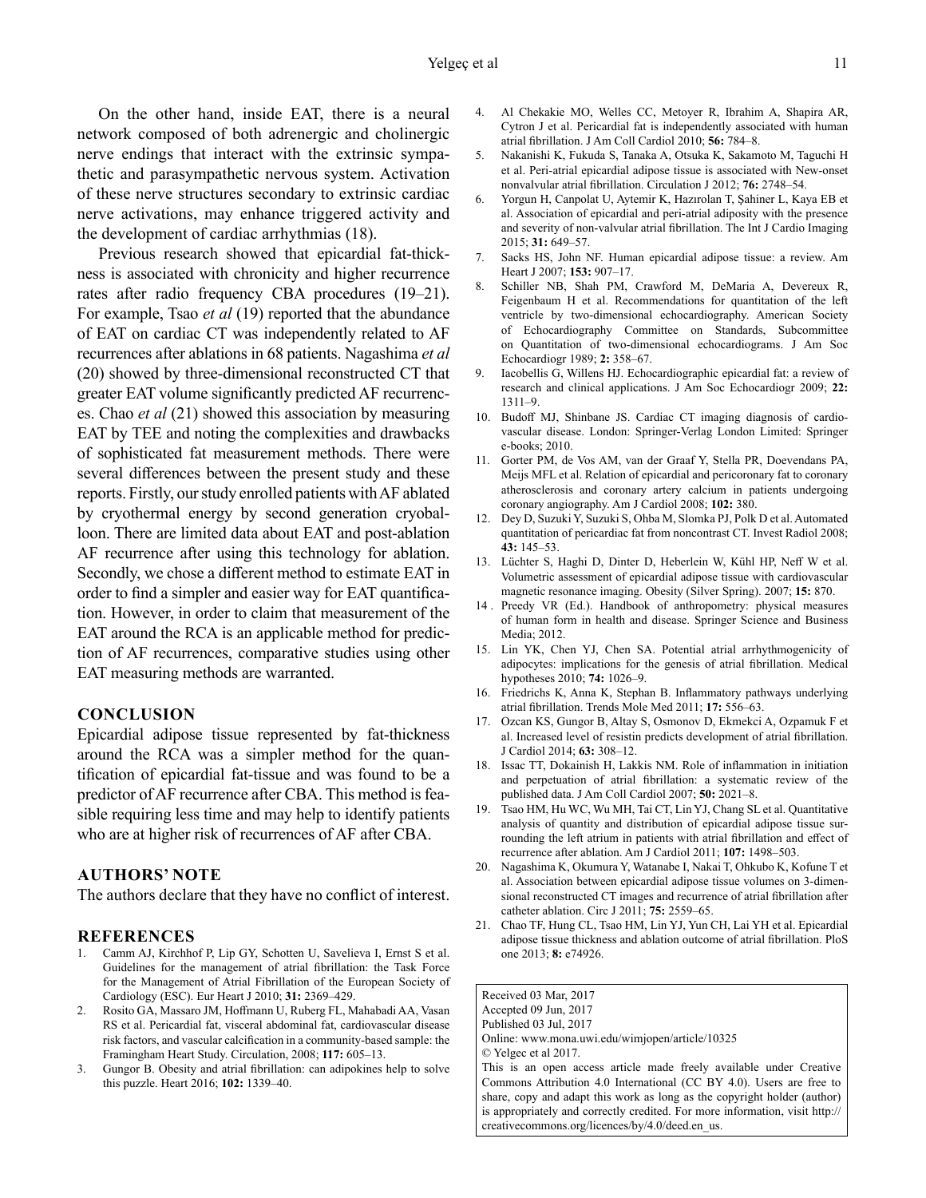On the other hand, inside EAT, there is a neural network composed of both adrenergic and cholinergic nerve endings that interact with the extrinsic sympathetic and parasympathetic nervous system. Activation of these nerve structures secondary to extrinsic cardiac nerve activations, may enhance triggered activity and the development of cardiac arrhythmias (18).

Previous research showed that epicardial fat-thickness is associated with chronicity and higher recurrence rates after radio frequency CBA procedures (19–21). For example, Tsao *et al* (19) reported that the abundance of EAT on cardiac CT was independently related to AF recurrences after ablations in 68 patients. Nagashima *et al* (20) showed by three-dimensional reconstructed CT that greater EAT volume significantly predicted AF recurrences. Chao *et al* (21) showed this association by measuring EAT by TEE and noting the complexities and drawbacks of sophisticated fat measurement methods. There were several differences between the present study and these reports. Firstly, our study enrolled patients with AF ablated by cryothermal energy by second generation cryoballoon. There are limited data about EAT and post-ablation AF recurrence after using this technology for ablation. Secondly, we chose a different method to estimate EAT in order to find a simpler and easier way for EAT quantification. However, in order to claim that measurement of the EAT around the RCA is an applicable method for prediction of AF recurrences, comparative studies using other EAT measuring methods are warranted.

## CONCLUSION

Epicardial adipose tissue represented by fat-thickness around the RCA was a simpler method for the quantification of epicardial fat-tissue and was found to be a predictor of AF recurrence after CBA. This method is feasible requiring less time and may help to identify patients who are at higher risk of recurrences of AF after CBA.

## AUTHORS' NOTE

The authors declare that they have no conflict of interest.

## REFERENCES

1. Camm AJ, Kirchhof P, Lip GY, Schotten U, Savelieva I, Ernst S et al. Guidelines for the management of atrial fibrillation: the Task Force for the Management of Atrial Fibrillation of the European Society of Cardiology (ESC). Eur Heart J 2010; **31:** 2369–429.
2. Rosito GA, Massaro JM, Hoffmann U, Ruberg FL, Mahabadi AA, Vasan RS et al. Pericardial fat, visceral abdominal fat, cardiovascular disease risk factors, and vascular calcification in a community-based sample: the Framingham Heart Study. Circulation, 2008; **117:** 605–13.
3. Gungor B. Obesity and atrial fibrillation: can adipokines help to solve this puzzle. Heart 2016; **102:** 1339–40.
4. Al Chekakie MO, Welles CC, Metoyer R, Ibrahim A, Shapira AR, Cytron J et al. Pericardial fat is independently associated with human atrial fibrillation. J Am Coll Cardiol 2010; **56:** 784–8.
5. Nakanishi K, Fukuda S, Tanaka A, Otsuka K, Sakamoto M, Taguchi H et al. Peri-atrial epicardial adipose tissue is associated with New-onset nonvalvular atrial fibrillation. Circulation J 2012; **76:** 2748–54.
6. Yorgun H, Canpolat U, Aytemir K, Hazırolan T, Şahiner L, Kaya EB et al. Association of epicardial and peri-atrial adiposity with the presence and severity of non-valvular atrial fibrillation. The Int J Cardio Imaging 2015; **31:** 649–57.
7. Sacks HS, John NF. Human epicardial adipose tissue: a review. Am Heart J 2007; **153:** 907–17.
8. Schiller NB, Shah PM, Crawford M, DeMaria A, Devereux R, Feigenbaum H et al. Recommendations for quantitation of the left ventricle by two-dimensional echocardiography. American Society of Echocardiography Committee on Standards, Subcommittee on Quantitation of two-dimensional echocardiograms. J Am Soc Echocardiogr 1989; **2:** 358–67.
9. Iacobellis G, Willens HJ. Echocardiographic epicardial fat: a review of research and clinical applications. J Am Soc Echocardiogr 2009; **22:** 1311–9.
10. Budoff MJ, Shinbane JS. Cardiac CT imaging diagnosis of cardiovascular disease. London: Springer-Verlag London Limited: Springer e-books; 2010.
11. Gorter PM, de Vos AM, van der Graaf Y, Stella PR, Doevendans PA, Meijs MFL et al. Relation of epicardial and pericoronary fat to coronary atherosclerosis and coronary artery calcium in patients undergoing coronary angiography. Am J Cardiol 2008; **102:** 380.
12. Dey D, Suzuki Y, Suzuki S, Ohba M, Slomka PJ, Polk D et al. Automated quantitation of pericardiac fat from noncontrast CT. Invest Radiol 2008; **43:** 145–53.
13. Lüchter S, Haghi D, Dinter D, Heberlein W, Kühl HP, Neff W et al. Volumetric assessment of epicardial adipose tissue with cardiovascular magnetic resonance imaging. Obesity (Silver Spring). 2007; **15:** 870.
14. Preedy VR (Ed.). Handbook of anthropometry: physical measures of human form in health and disease. Springer Science and Business Media; 2012.
15. Lin YK, Chen YJ, Chen SA. Potential atrial arrhythmogenicity of adipocytes: implications for the genesis of atrial fibrillation. Medical hypotheses 2010; **74:** 1026–9.
16. Friedrichs K, Anna K, Stephan B. Inflammatory pathways underlying atrial fibrillation. Trends Mole Med 2011; **17:** 556–63.
17. Ozcan KS, Gungor B, Altay S, Osmonov D, Ekmekci A, Ozpamuk F et al. Increased level of resistin predicts development of atrial fibrillation. J Cardiol 2014; **63:** 308–12.
18. Issac TT, Dokainish H, Lakkis NM. Role of inflammation in initiation and perpetuation of atrial fibrillation: a systematic review of the published data. J Am Coll Cardiol 2007; **50:** 2021–8.
19. Tsao HM, Hu WC, Wu MH, Tai CT, Lin YJ, Chang SL et al. Quantitative analysis of quantity and distribution of epicardial adipose tissue surrounding the left atrium in patients with atrial fibrillation and effect of recurrence after ablation. Am J Cardiol 2011; **107:** 1498–503.
20. Nagashima K, Okumura Y, Watanabe I, Nakai T, Ohkubo K, Kofune T et al. Association between epicardial adipose tissue volumes on 3-dimensional reconstructed CT images and recurrence of atrial fibrillation after catheter ablation. Circ J 2011; **75:** 2559–65.
21. Chao TF, Hung CL, Tsao HM, Lin YJ, Yun CH, Lai YH et al. Epicardial adipose tissue thickness and ablation outcome of atrial fibrillation. PloS one 2013; **8:** e74926.

Received 03 Mar, 2017
Accepted 09 Jun, 2017
Published 03 Jul, 2017
Online: www.mona.uwi.edu/wimjopen/article/10325
© Yelgec et al 2017.
This is an open access article made freely available under Creative Commons Attribution 4.0 International (CC BY 4.0). Users are free to share, copy and adapt this work as long as the copyright holder (author) is appropriately and correctly credited. For more information, visit http://creativecommons.org/licences/by/4.0/deed.en_us.